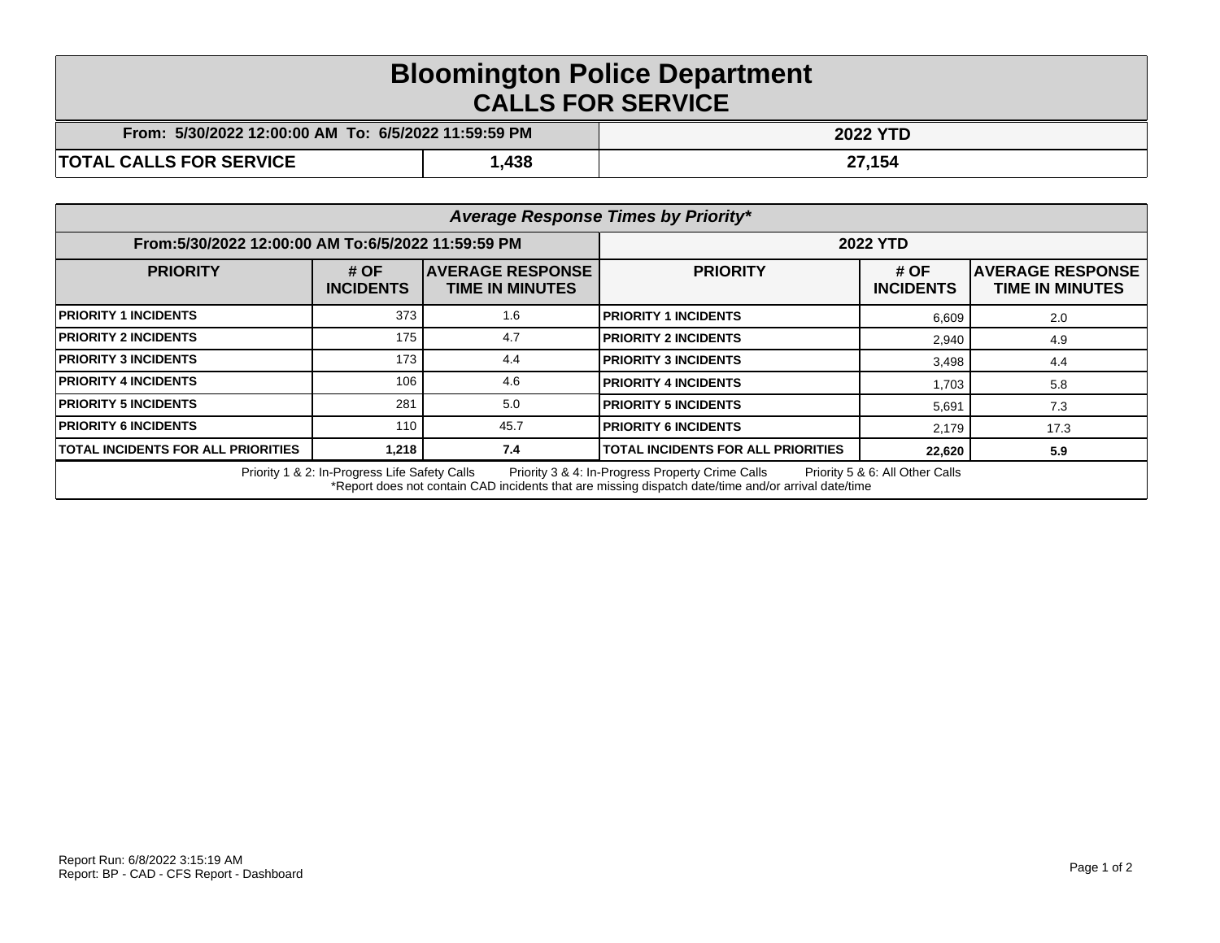# Bloomington Police Department

## CALLS FOR SERVICE

| From: 5/30/2022 12:00:00 AM To: 6/5/2022 11:59:59 PM | | 2022 YTD |
|---|---|---|
| **TOTAL CALLS FOR SERVICE** | **1,438** | **27,154** |

### *Average Response Times by Priority**

| From:5/30/2022 12:00:00 AM To:6/5/2022 11:59:59 PM | | | 2022 YTD | | |
|---|---|---|---|---|---|
| **PRIORITY** | **# OF INCIDENTS** | **AVERAGE RESPONSE TIME IN MINUTES** | **PRIORITY** | **# OF INCIDENTS** | **AVERAGE RESPONSE TIME IN MINUTES** |
| **PRIORITY 1 INCIDENTS** | 373 | 1.6 | **PRIORITY 1 INCIDENTS** | 6,609 | 2.0 |
| **PRIORITY 2 INCIDENTS** | 175 | 4.7 | **PRIORITY 2 INCIDENTS** | 2,940 | 4.9 |
| **PRIORITY 3 INCIDENTS** | 173 | 4.4 | **PRIORITY 3 INCIDENTS** | 3,498 | 4.4 |
| **PRIORITY 4 INCIDENTS** | 106 | 4.6 | **PRIORITY 4 INCIDENTS** | 1,703 | 5.8 |
| **PRIORITY 5 INCIDENTS** | 281 | 5.0 | **PRIORITY 5 INCIDENTS** | 5,691 | 7.3 |
| **PRIORITY 6 INCIDENTS** | 110 | 45.7 | **PRIORITY 6 INCIDENTS** | 2,179 | 17.3 |
| **TOTAL INCIDENTS FOR ALL PRIORITIES** | **1,218** | **7.4** | **TOTAL INCIDENTS FOR ALL PRIORITIES** | **22,620** | **5.9** |

Priority 1 & 2: In-Progress Life Safety Calls    Priority 3 & 4: In-Progress Property Crime Calls    Priority 5 & 6: All Other Calls

*Report does not contain CAD incidents that are missing dispatch date/time and/or arrival date/time

Report Run: 6/8/2022 3:15:19 AM
Report: BP - CAD - CFS Report - Dashboard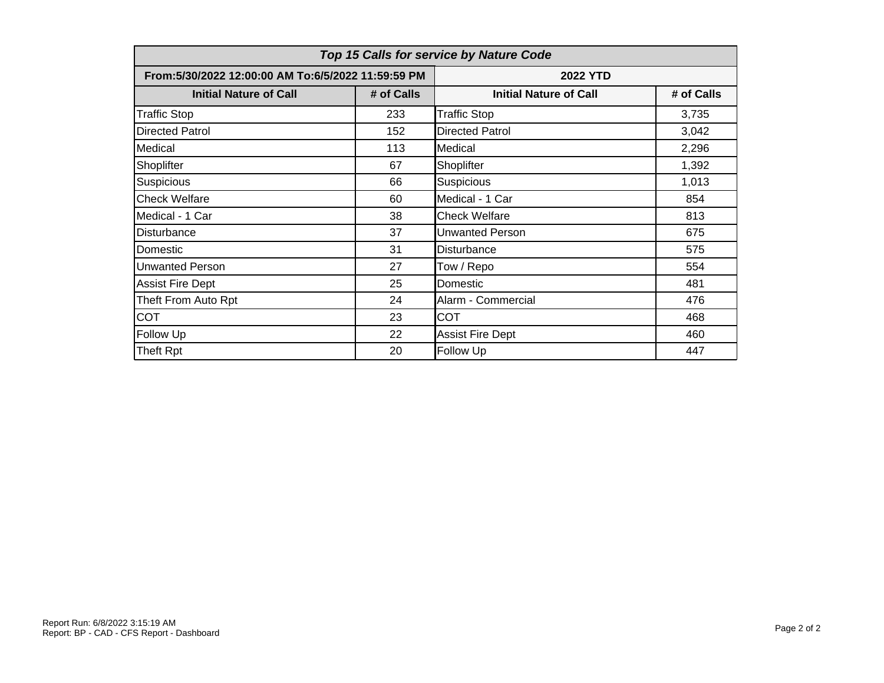| Top 15 Calls for service by Nature Code | | | |
|---|---|---|---|
| From:5/30/2022 12:00:00 AM To:6/5/2022 11:59:59 PM | | 2022 YTD | |
| **Initial Nature of Call** | **# of Calls** | **Initial Nature of Call** | **# of Calls** |
| Traffic Stop | 233 | Traffic Stop | 3,735 |
| Directed Patrol | 152 | Directed Patrol | 3,042 |
| Medical | 113 | Medical | 2,296 |
| Shoplifter | 67 | Shoplifter | 1,392 |
| Suspicious | 66 | Suspicious | 1,013 |
| Check Welfare | 60 | Medical - 1 Car | 854 |
| Medical - 1 Car | 38 | Check Welfare | 813 |
| Disturbance | 37 | Unwanted Person | 675 |
| Domestic | 31 | Disturbance | 575 |
| Unwanted Person | 27 | Tow / Repo | 554 |
| Assist Fire Dept | 25 | Domestic | 481 |
| Theft From Auto Rpt | 24 | Alarm - Commercial | 476 |
| COT | 23 | COT | 468 |
| Follow Up | 22 | Assist Fire Dept | 460 |
| Theft Rpt | 20 | Follow Up | 447 |

Report Run: 6/8/2022 3:15:19 AM
Report: BP - CAD - CFS Report - Dashboard